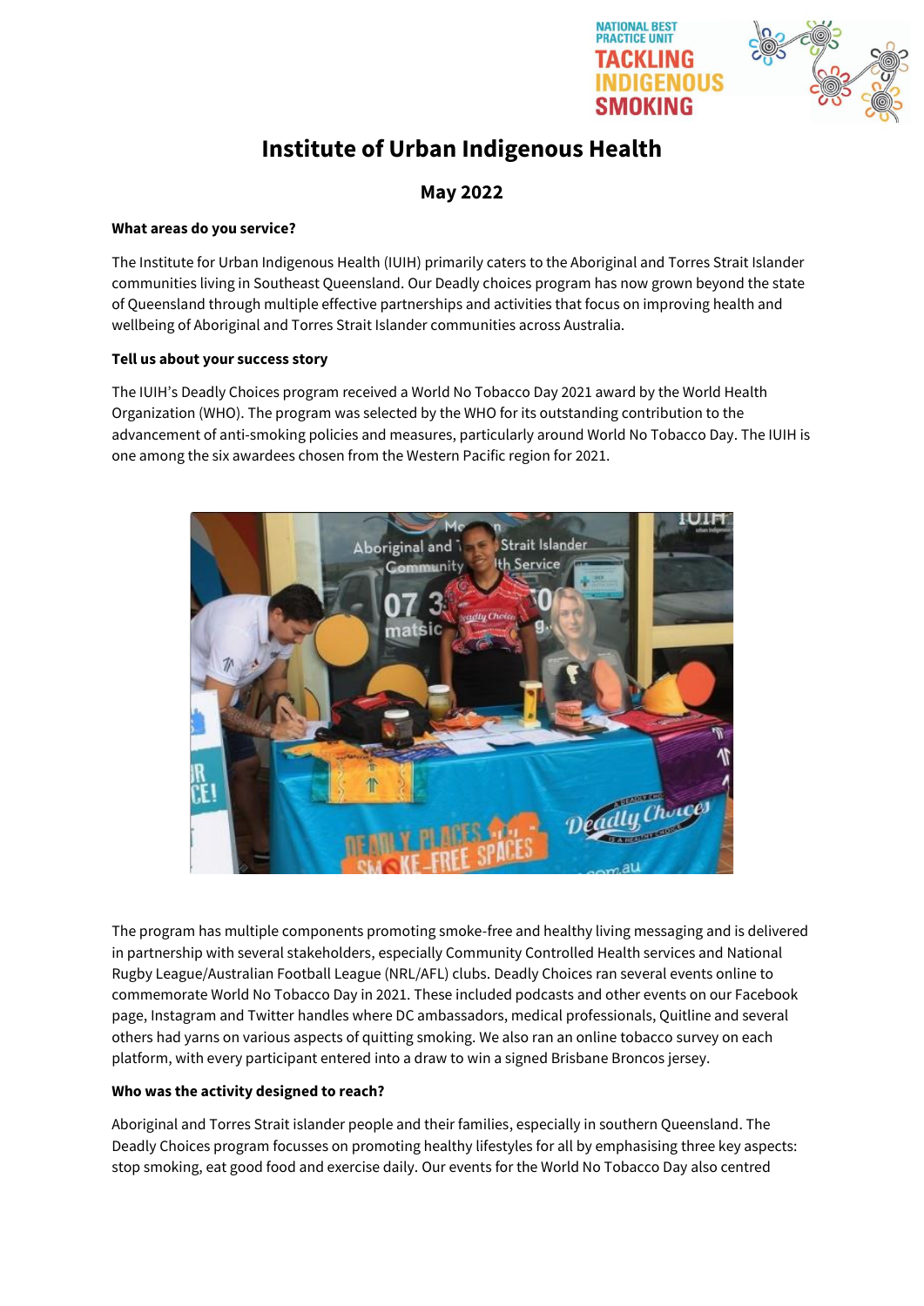# Institute of Urban Indigenous Health

## May 2022

**What areas do you service?**

The Institute for Urban Indigenous Health (IUIH) primarily caters to the Aboriginal and Torres Strait Islander communities living in Southeast Queensland. Our Deadly choices program has now grown beyond the state of Queensland through multiple effective partnerships and activities that focus on improving health and wellbeing of Aboriginal and Torres Strait Islander communities across Australia.

**Tell us about your success story**

The IUIH's Deadly Choices program received a World No Tobacco Day 2021 award by the World Health Organization (WHO). The program was selected by the WHO for its outstanding contribution to the advancement of anti-smoking policies and measures, particularly around World No Tobacco Day. The IUIH is one among the six awardees chosen from the Western Pacific region for 2021.

The program has multiple components promoting smoke-free and healthy living messaging and is delivered in partnership with several stakeholders, especially Community Controlled Health services and National Rugby League/Australian Football League (NRL/AFL) clubs. Deadly Choices ran several events online to commemorate World No Tobacco Day in 2021. These included podcasts and other events on our Facebook page, Instagram and Twitter handles where DC ambassadors, medical professionals, Quitline and several others had yarns on various aspects of quitting smoking. We also ran an online tobacco survey on each platform, with every participant entered into a draw to win a signed Brisbane Broncos jersey.

**Who was the activity designed to reach?**

Aboriginal and Torres Strait islander people and their families, especially in southern Queensland. The Deadly Choices program focusses on promoting healthy lifestyles for all by emphasising three key aspects: stop smoking, eat good food and exercise daily. Our events for the World No Tobacco Day also centred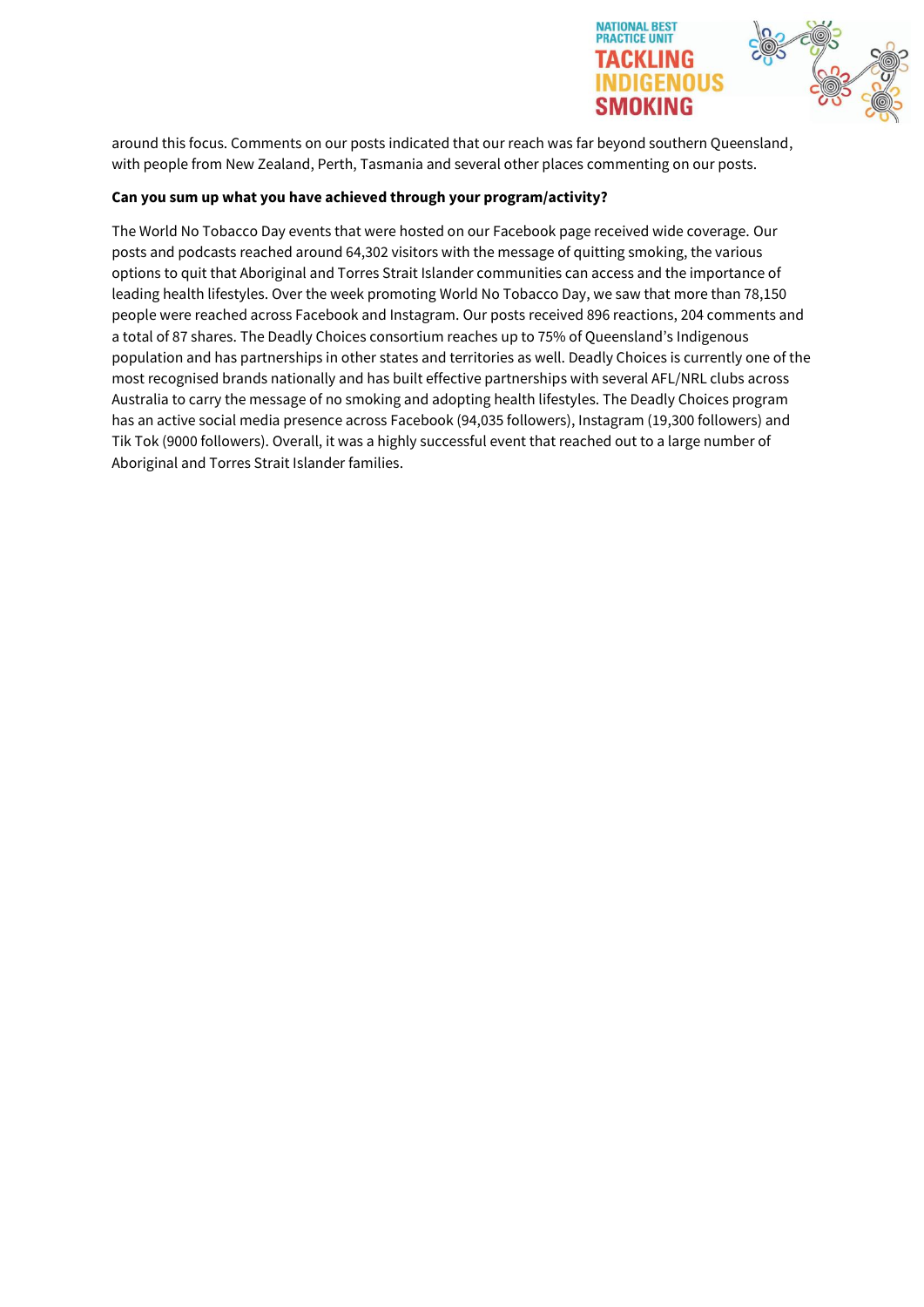around this focus. Comments on our posts indicated that our reach was far beyond southern Queensland, with people from New Zealand, Perth, Tasmania and several other places commenting on our posts.

**Can you sum up what you have achieved through your program/activity?**

The World No Tobacco Day events that were hosted on our Facebook page received wide coverage. Our posts and podcasts reached around 64,302 visitors with the message of quitting smoking, the various options to quit that Aboriginal and Torres Strait Islander communities can access and the importance of leading health lifestyles. Over the week promoting World No Tobacco Day, we saw that more than 78,150 people were reached across Facebook and Instagram. Our posts received 896 reactions, 204 comments and a total of 87 shares. The Deadly Choices consortium reaches up to 75% of Queensland's Indigenous population and has partnerships in other states and territories as well. Deadly Choices is currently one of the most recognised brands nationally and has built effective partnerships with several AFL/NRL clubs across Australia to carry the message of no smoking and adopting health lifestyles. The Deadly Choices program has an active social media presence across Facebook (94,035 followers), Instagram (19,300 followers) and Tik Tok (9000 followers). Overall, it was a highly successful event that reached out to a large number of Aboriginal and Torres Strait Islander families.